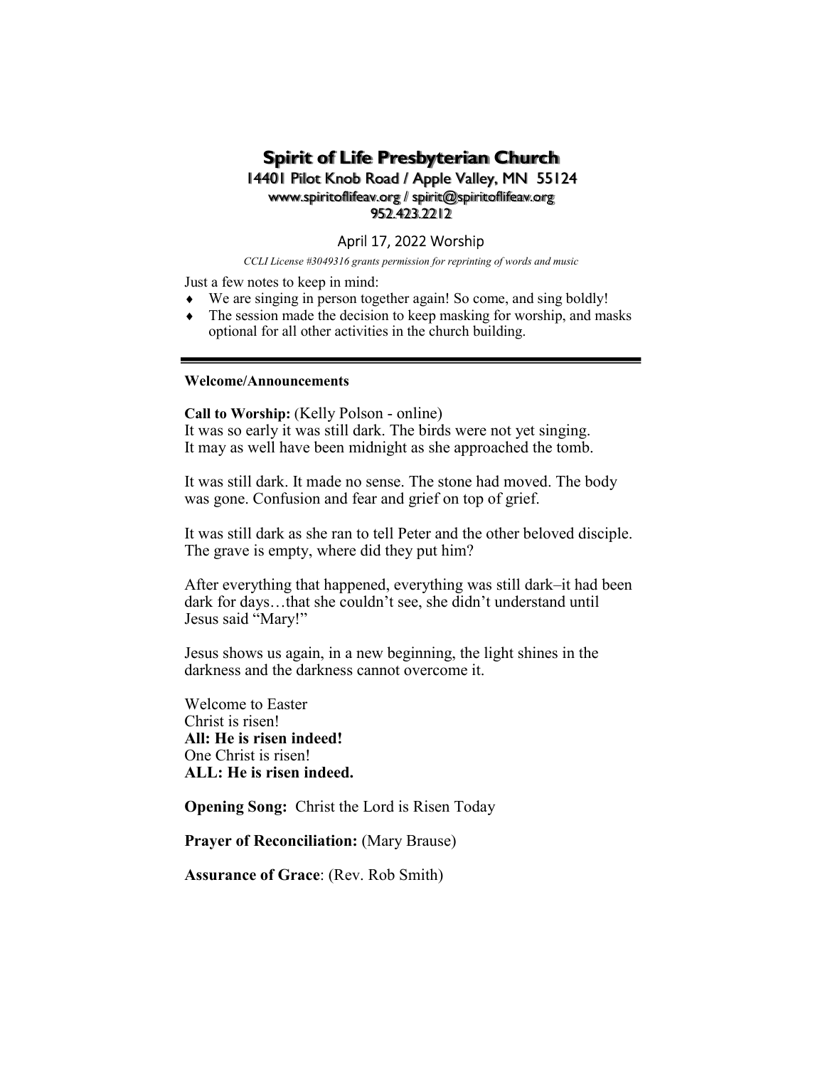# Spirit of Life Presbyterian Church

14401 Pilot Knob Road / Apple Valley, MN 55124
www.spiritoflifeav.org / spirit@spiritoflifeav.org
952.423.2212

April 17, 2022 Worship

*CCLI License #3049316 grants permission for reprinting of words and music*

Just a few notes to keep in mind:

- We are singing in person together again! So come, and sing boldly!
- The session made the decision to keep masking for worship, and masks optional for all other activities in the church building.

---

**Welcome/Announcements**

**Call to Worship:** (Kelly Polson - online)
It was so early it was still dark. The birds were not yet singing.
It may as well have been midnight as she approached the tomb.

It was still dark. It made no sense. The stone had moved. The body was gone. Confusion and fear and grief on top of grief.

It was still dark as she ran to tell Peter and the other beloved disciple. The grave is empty, where did they put him?

After everything that happened, everything was still dark–it had been dark for days…that she couldn't see, she didn't understand until Jesus said "Mary!"

Jesus shows us again, in a new beginning, the light shines in the darkness and the darkness cannot overcome it.

Welcome to Easter
Christ is risen!
**All: He is risen indeed!**
One Christ is risen!
**ALL: He is risen indeed.**

**Opening Song:** Christ the Lord is Risen Today

**Prayer of Reconciliation:** (Mary Brause)

**Assurance of Grace**: (Rev. Rob Smith)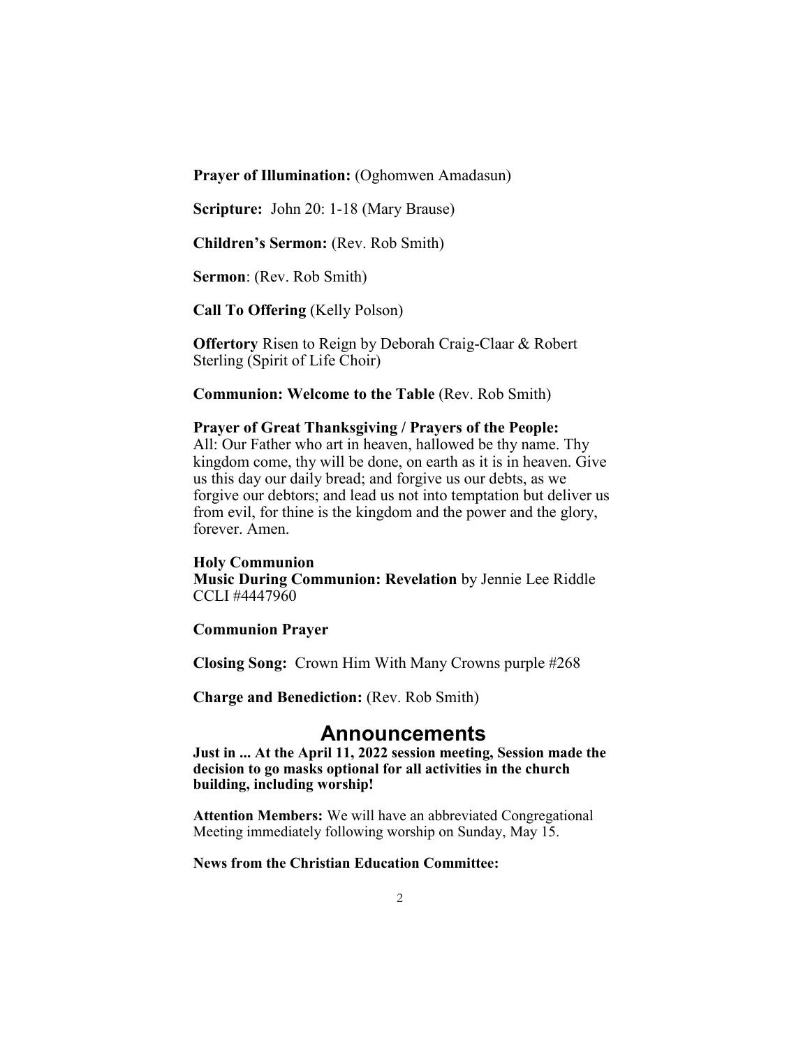**Prayer of Illumination:** (Oghomwen Amadasun)

**Scripture:** John 20: 1-18 (Mary Brause)

**Children's Sermon:** (Rev. Rob Smith)

**Sermon**: (Rev. Rob Smith)

**Call To Offering** (Kelly Polson)

**Offertory** Risen to Reign by Deborah Craig-Claar & Robert Sterling (Spirit of Life Choir)

**Communion: Welcome to the Table** (Rev. Rob Smith)

**Prayer of Great Thanksgiving / Prayers of the People:**
All: Our Father who art in heaven, hallowed be thy name. Thy kingdom come, thy will be done, on earth as it is in heaven. Give us this day our daily bread; and forgive us our debts, as we forgive our debtors; and lead us not into temptation but deliver us from evil, for thine is the kingdom and the power and the glory, forever. Amen.

**Holy Communion**
**Music During Communion: Revelation** by Jennie Lee Riddle CCLI #4447960

**Communion Prayer**

**Closing Song:** Crown Him With Many Crowns purple #268

**Charge and Benediction:** (Rev. Rob Smith)

## Announcements

**Just in ... At the April 11, 2022 session meeting, Session made the decision to go masks optional for all activities in the church building, including worship!**

**Attention Members:** We will have an abbreviated Congregational Meeting immediately following worship on Sunday, May 15.

**News from the Christian Education Committee:**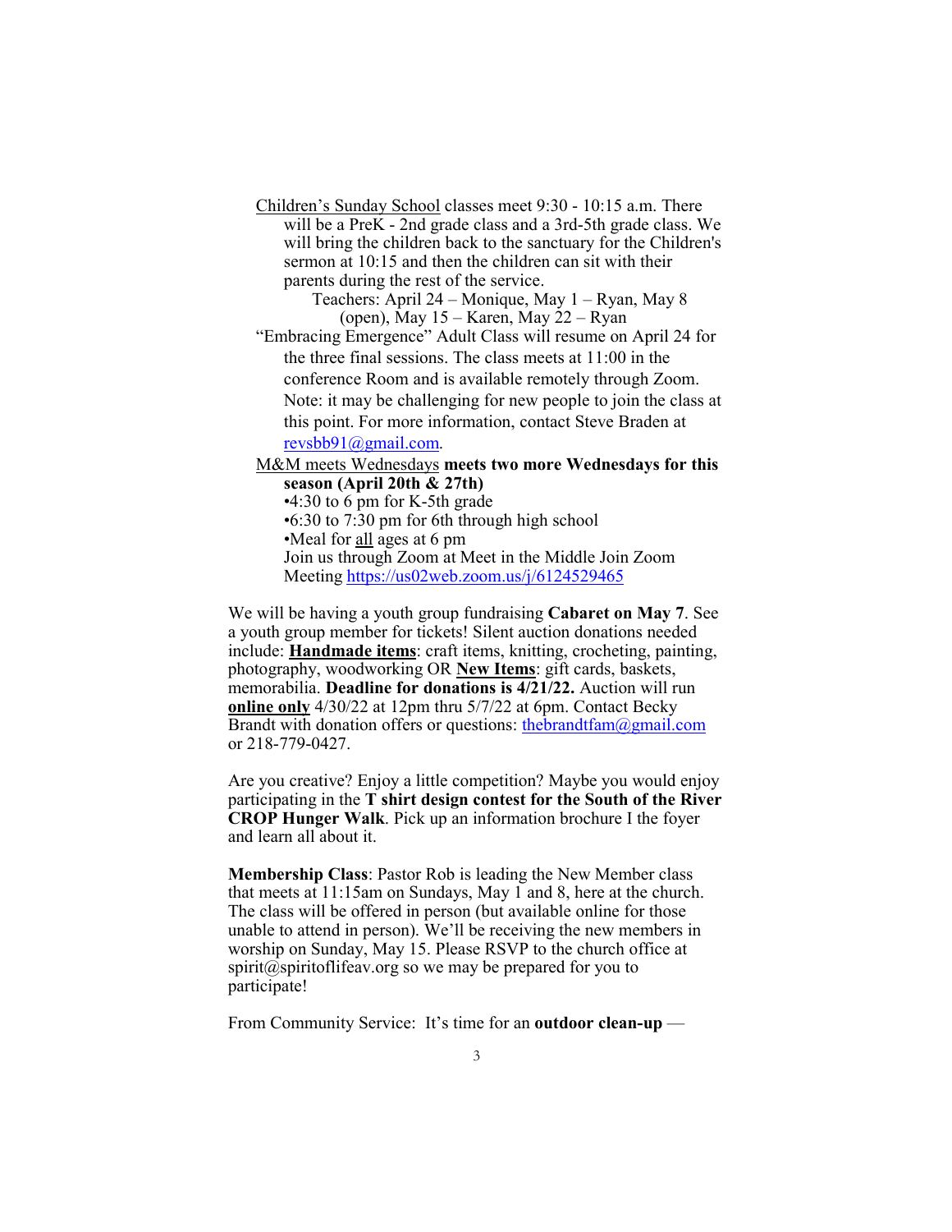Children's Sunday School classes meet 9:30 - 10:15 a.m. There will be a PreK - 2nd grade class and a 3rd-5th grade class. We will bring the children back to the sanctuary for the Children's sermon at 10:15 and then the children can sit with their parents during the rest of the service.

Teachers: April 24 – Monique, May 1 – Ryan, May 8 (open), May 15 – Karen, May 22 – Ryan

"Embracing Emergence" Adult Class will resume on April 24 for the three final sessions. The class meets at 11:00 in the conference Room and is available remotely through Zoom. Note: it may be challenging for new people to join the class at this point. For more information, contact Steve Braden at revsbb91@gmail.com.

M&M meets Wednesdays **meets two more Wednesdays for this season (April 20th & 27th)**

•4:30 to 6 pm for K-5th grade
•6:30 to 7:30 pm for 6th through high school
•Meal for all ages at 6 pm
Join us through Zoom at Meet in the Middle Join Zoom Meeting https://us02web.zoom.us/j/6124529465

We will be having a youth group fundraising **Cabaret on May 7**. See a youth group member for tickets! Silent auction donations needed include: **Handmade items**: craft items, knitting, crocheting, painting, photography, woodworking OR **New Items**: gift cards, baskets, memorabilia. **Deadline for donations is 4/21/22.** Auction will run **online only** 4/30/22 at 12pm thru 5/7/22 at 6pm. Contact Becky Brandt with donation offers or questions: thebrandtfam@gmail.com or 218-779-0427.

Are you creative? Enjoy a little competition? Maybe you would enjoy participating in the **T shirt design contest for the South of the River CROP Hunger Walk**. Pick up an information brochure I the foyer and learn all about it.

**Membership Class**: Pastor Rob is leading the New Member class that meets at 11:15am on Sundays, May 1 and 8, here at the church. The class will be offered in person (but available online for those unable to attend in person). We'll be receiving the new members in worship on Sunday, May 15. Please RSVP to the church office at spirit@spiritoflifeav.org so we may be prepared for you to participate!

From Community Service: It's time for an **outdoor clean-up** —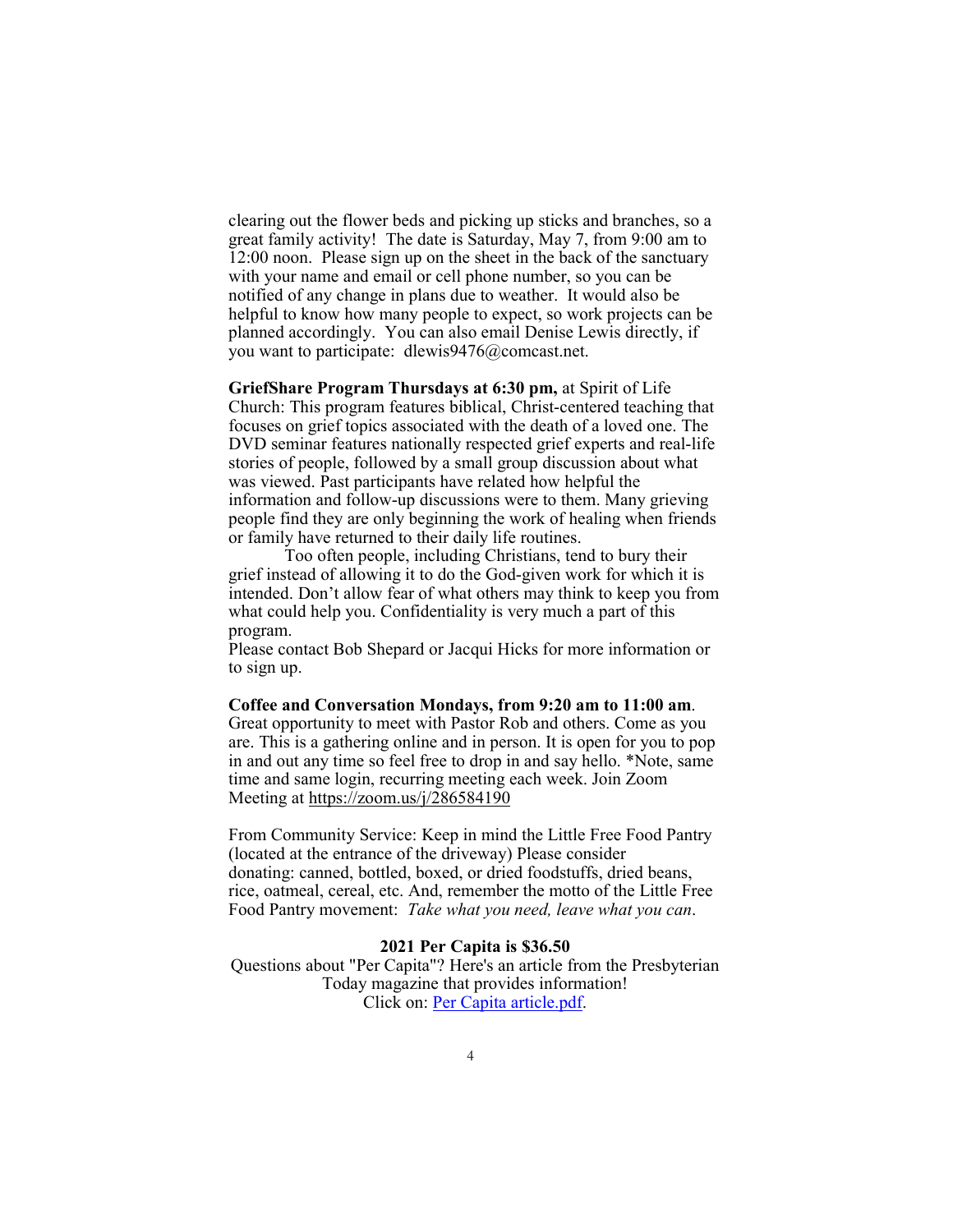clearing out the flower beds and picking up sticks and branches, so a great family activity! The date is Saturday, May 7, from 9:00 am to 12:00 noon. Please sign up on the sheet in the back of the sanctuary with your name and email or cell phone number, so you can be notified of any change in plans due to weather. It would also be helpful to know how many people to expect, so work projects can be planned accordingly. You can also email Denise Lewis directly, if you want to participate: dlewis9476@comcast.net.

**GriefShare Program Thursdays at 6:30 pm,** at Spirit of Life Church: This program features biblical, Christ-centered teaching that focuses on grief topics associated with the death of a loved one. The DVD seminar features nationally respected grief experts and real-life stories of people, followed by a small group discussion about what was viewed. Past participants have related how helpful the information and follow-up discussions were to them. Many grieving people find they are only beginning the work of healing when friends or family have returned to their daily life routines.

Too often people, including Christians, tend to bury their grief instead of allowing it to do the God-given work for which it is intended. Don't allow fear of what others may think to keep you from what could help you. Confidentiality is very much a part of this program.

Please contact Bob Shepard or Jacqui Hicks for more information or to sign up.

**Coffee and Conversation Mondays, from 9:20 am to 11:00 am**. Great opportunity to meet with Pastor Rob and others. Come as you are. This is a gathering online and in person. It is open for you to pop in and out any time so feel free to drop in and say hello. *Note, same time and same login, recurring meeting each week. Join Zoom Meeting at https://zoom.us/j/286584190

From Community Service: Keep in mind the Little Free Food Pantry (located at the entrance of the driveway) Please consider donating: canned, bottled, boxed, or dried foodstuffs, dried beans, rice, oatmeal, cereal, etc. And, remember the motto of the Little Free Food Pantry movement: *Take what you need, leave what you can*.

**2021 Per Capita is $36.50**

Questions about "Per Capita"? Here's an article from the Presbyterian Today magazine that provides information!
Click on: Per Capita article.pdf.